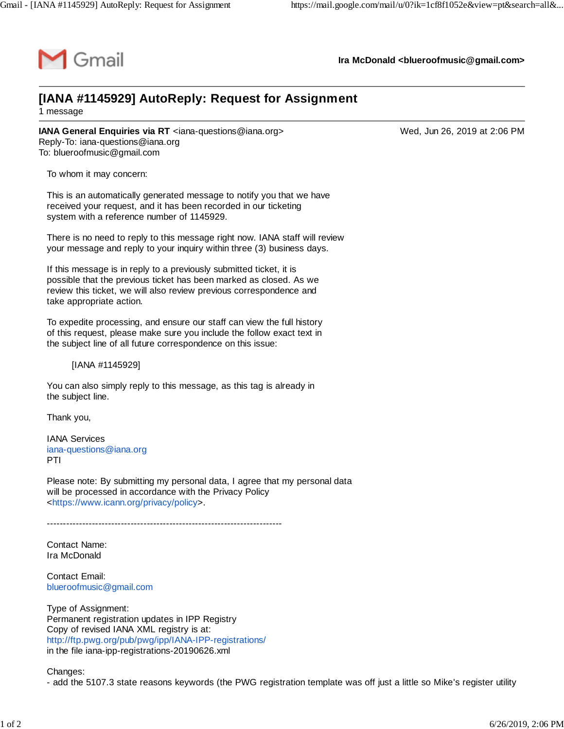Gmail

**Ira McDonald <blueroofmusic@gmail.com>**

# [IANA #1145929] AutoReply: Request for Assignment

1 message

**IANA General Enquiries via RT** <iana-questions@iana.org>
Reply-To: iana-questions@iana.org
To: blueroofmusic@gmail.com

Wed, Jun 26, 2019 at 2:06 PM

To whom it may concern:

This is an automatically generated message to notify you that we have received your request, and it has been recorded in our ticketing system with a reference number of 1145929.

There is no need to reply to this message right now. IANA staff will review your message and reply to your inquiry within three (3) business days.

If this message is in reply to a previously submitted ticket, it is possible that the previous ticket has been marked as closed. As we review this ticket, we will also review previous correspondence and take appropriate action.

To expedite processing, and ensure our staff can view the full history of this request, please make sure you include the follow exact text in the subject line of all future correspondence on this issue:

[IANA #1145929]

You can also simply reply to this message, as this tag is already in the subject line.

Thank you,

IANA Services
iana-questions@iana.org
PTI

Please note: By submitting my personal data, I agree that my personal data will be processed in accordance with the Privacy Policy
<https://www.icann.org/privacy/policy>.

-------------------------------------------------------------------------

Contact Name:
Ira McDonald

Contact Email:
blueroofmusic@gmail.com

Type of Assignment:
Permanent registration updates in IPP Registry
Copy of revised IANA XML registry is at:
http://ftp.pwg.org/pub/pwg/ipp/IANA-IPP-registrations/
in the file iana-ipp-registrations-20190626.xml

Changes:
- add the 5107.3 state reasons keywords (the PWG registration template was off just a little so Mike's register utility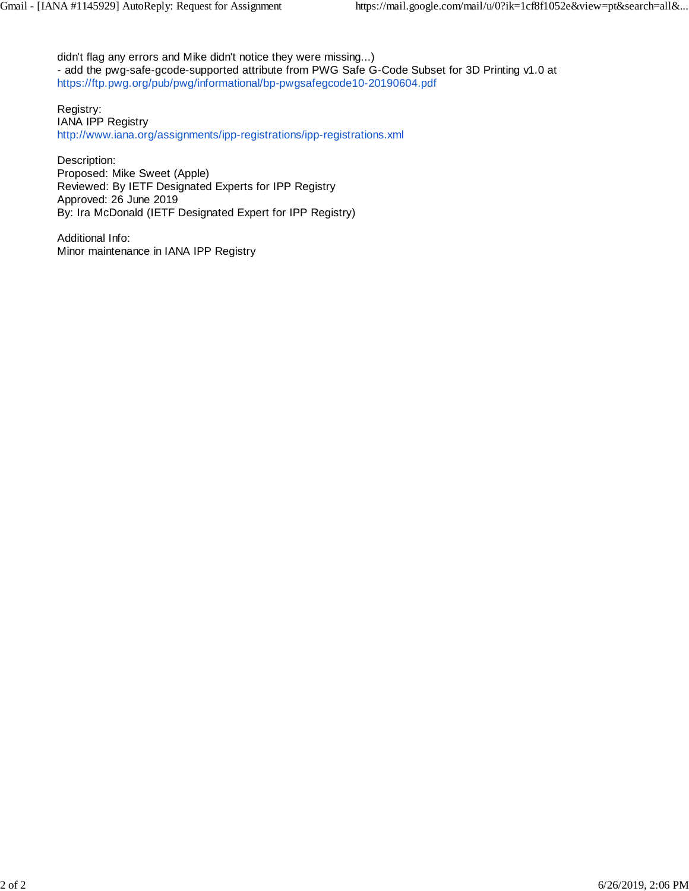didn't flag any errors and Mike didn't notice they were missing...)
- add the pwg-safe-gcode-supported attribute from PWG Safe G-Code Subset for 3D Printing v1.0 at
https://ftp.pwg.org/pub/pwg/informational/bp-pwgsafegcode10-20190604.pdf

Registry:
IANA IPP Registry
http://www.iana.org/assignments/ipp-registrations/ipp-registrations.xml

Description:
Proposed: Mike Sweet (Apple)
Reviewed: By IETF Designated Experts for IPP Registry
Approved: 26 June 2019
By: Ira McDonald (IETF Designated Expert for IPP Registry)

Additional Info:
Minor maintenance in IANA IPP Registry